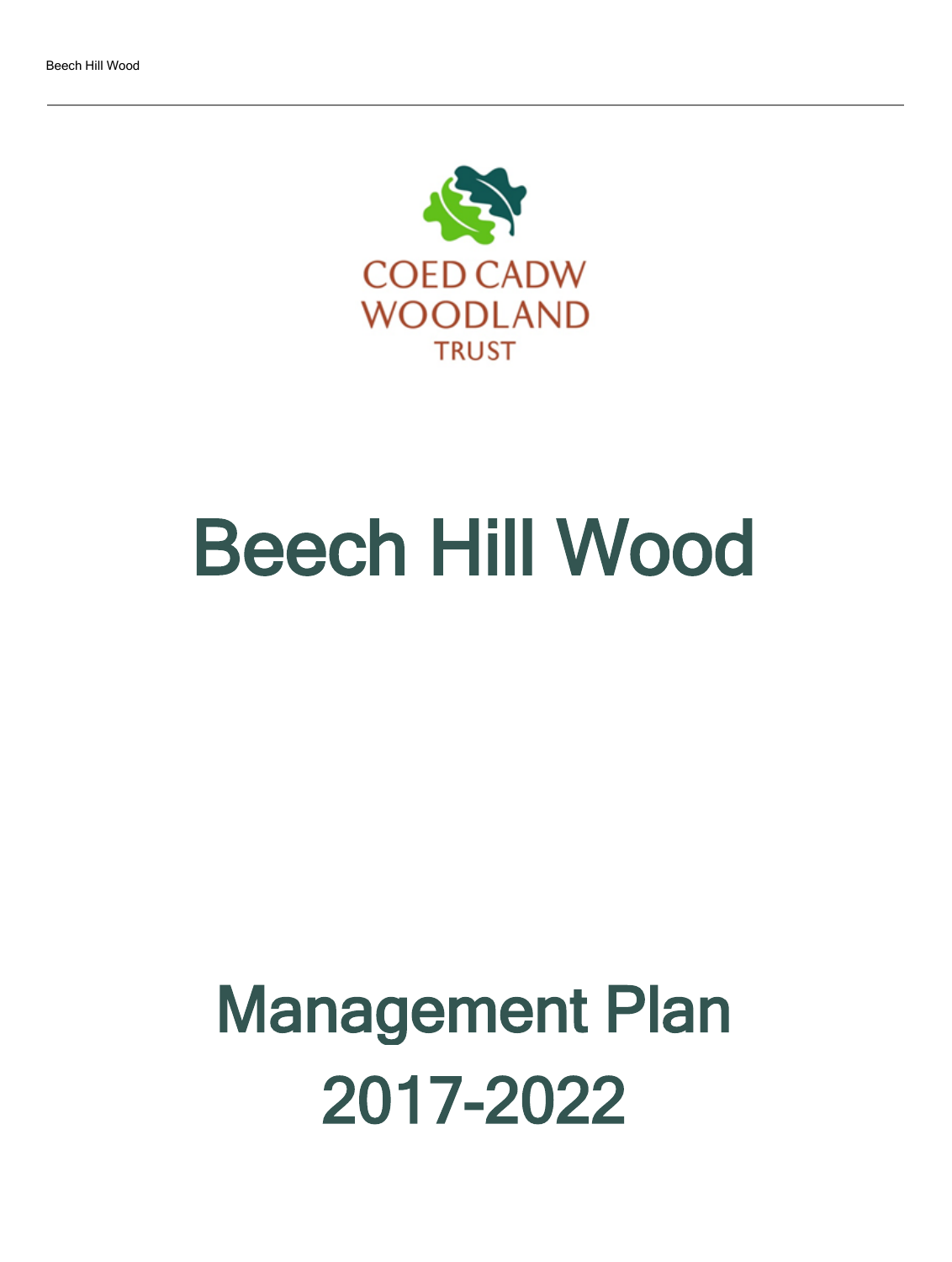COED CADW
WOODLAND
TRUST

# Beech Hill Wood

# Management Plan 2017-2022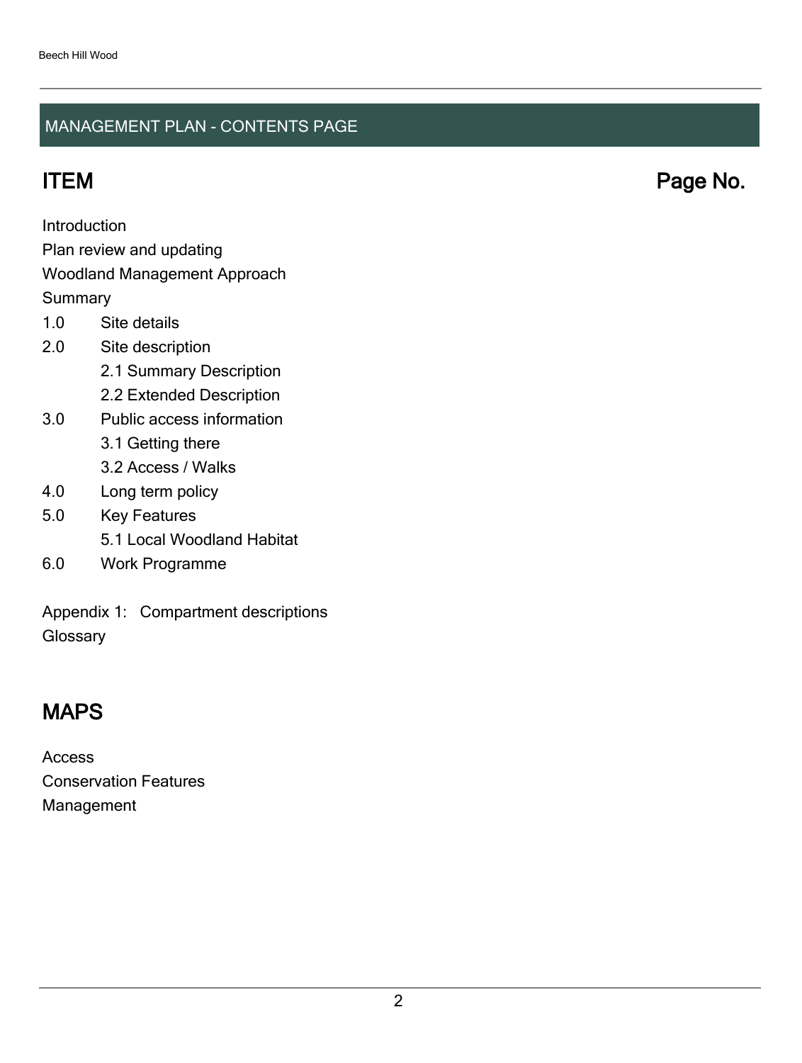## MANAGEMENT PLAN - CONTENTS PAGE

## ITEM Page No.

Introduction
Plan review and updating
Woodland Management Approach
Summary

1.0 Site details

2.0 Site description

  2.1 Summary Description

  2.2 Extended Description

3.0 Public access information

  3.1 Getting there

  3.2 Access / Walks

4.0 Long term policy

5.0 Key Features

  5.1 Local Woodland Habitat

6.0 Work Programme

Appendix 1: Compartment descriptions
Glossary

## MAPS

Access
Conservation Features
Management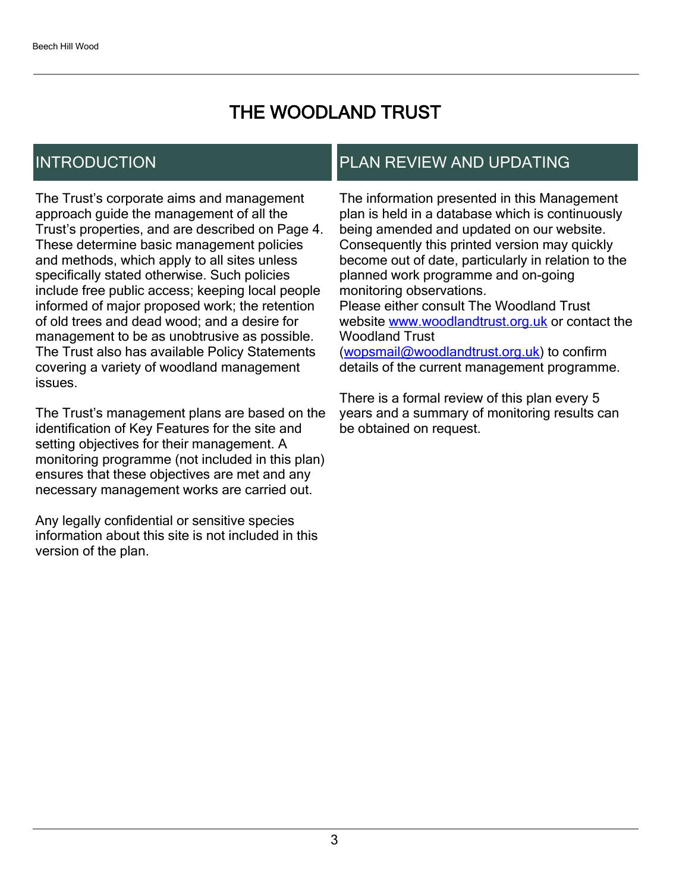# THE WOODLAND TRUST

## INTRODUCTION

The Trust's corporate aims and management approach guide the management of all the Trust's properties, and are described on Page 4. These determine basic management policies and methods, which apply to all sites unless specifically stated otherwise. Such policies include free public access; keeping local people informed of major proposed work; the retention of old trees and dead wood; and a desire for management to be as unobtrusive as possible. The Trust also has available Policy Statements covering a variety of woodland management issues.

The Trust's management plans are based on the identification of Key Features for the site and setting objectives for their management. A monitoring programme (not included in this plan) ensures that these objectives are met and any necessary management works are carried out.

Any legally confidential or sensitive species information about this site is not included in this version of the plan.

## PLAN REVIEW AND UPDATING

The information presented in this Management plan is held in a database which is continuously being amended and updated on our website. Consequently this printed version may quickly become out of date, particularly in relation to the planned work programme and on-going monitoring observations.
Please either consult The Woodland Trust website www.woodlandtrust.org.uk or contact the Woodland Trust (wopsmail@woodlandtrust.org.uk) to confirm details of the current management programme.

There is a formal review of this plan every 5 years and a summary of monitoring results can be obtained on request.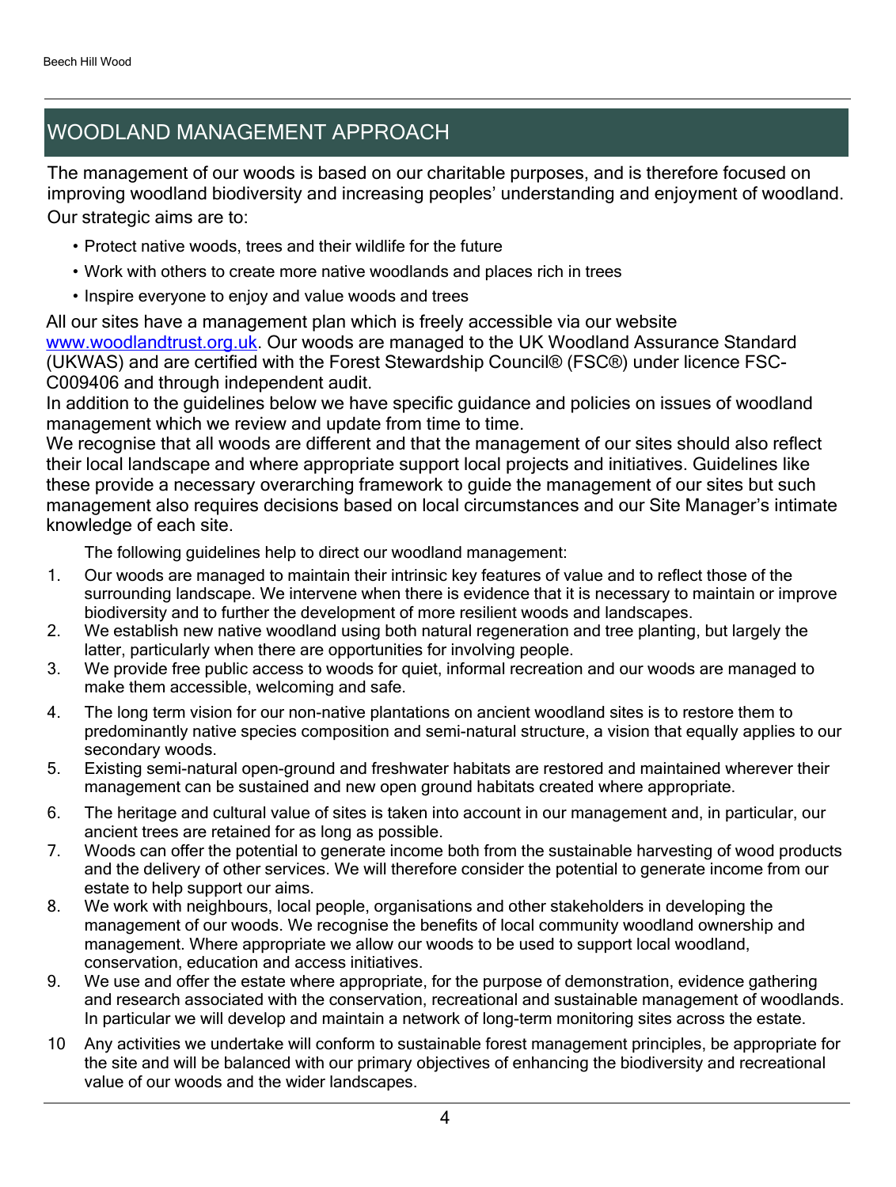## WOODLAND MANAGEMENT APPROACH

The management of our woods is based on our charitable purposes, and is therefore focused on improving woodland biodiversity and increasing peoples' understanding and enjoyment of woodland. Our strategic aims are to:

- Protect native woods, trees and their wildlife for the future
- Work with others to create more native woodlands and places rich in trees
- Inspire everyone to enjoy and value woods and trees

All our sites have a management plan which is freely accessible via our website www.woodlandtrust.org.uk. Our woods are managed to the UK Woodland Assurance Standard (UKWAS) and are certified with the Forest Stewardship Council® (FSC®) under licence FSC-C009406 and through independent audit.

In addition to the guidelines below we have specific guidance and policies on issues of woodland management which we review and update from time to time.

We recognise that all woods are different and that the management of our sites should also reflect their local landscape and where appropriate support local projects and initiatives. Guidelines like these provide a necessary overarching framework to guide the management of our sites but such management also requires decisions based on local circumstances and our Site Manager's intimate knowledge of each site.

The following guidelines help to direct our woodland management:

1. Our woods are managed to maintain their intrinsic key features of value and to reflect those of the surrounding landscape. We intervene when there is evidence that it is necessary to maintain or improve biodiversity and to further the development of more resilient woods and landscapes.
2. We establish new native woodland using both natural regeneration and tree planting, but largely the latter, particularly when there are opportunities for involving people.
3. We provide free public access to woods for quiet, informal recreation and our woods are managed to make them accessible, welcoming and safe.
4. The long term vision for our non-native plantations on ancient woodland sites is to restore them to predominantly native species composition and semi-natural structure, a vision that equally applies to our secondary woods.
5. Existing semi-natural open-ground and freshwater habitats are restored and maintained wherever their management can be sustained and new open ground habitats created where appropriate.
6. The heritage and cultural value of sites is taken into account in our management and, in particular, our ancient trees are retained for as long as possible.
7. Woods can offer the potential to generate income both from the sustainable harvesting of wood products and the delivery of other services. We will therefore consider the potential to generate income from our estate to help support our aims.
8. We work with neighbours, local people, organisations and other stakeholders in developing the management of our woods. We recognise the benefits of local community woodland ownership and management. Where appropriate we allow our woods to be used to support local woodland, conservation, education and access initiatives.
9. We use and offer the estate where appropriate, for the purpose of demonstration, evidence gathering and research associated with the conservation, recreational and sustainable management of woodlands. In particular we will develop and maintain a network of long-term monitoring sites across the estate.
10. Any activities we undertake will conform to sustainable forest management principles, be appropriate for the site and will be balanced with our primary objectives of enhancing the biodiversity and recreational value of our woods and the wider landscapes.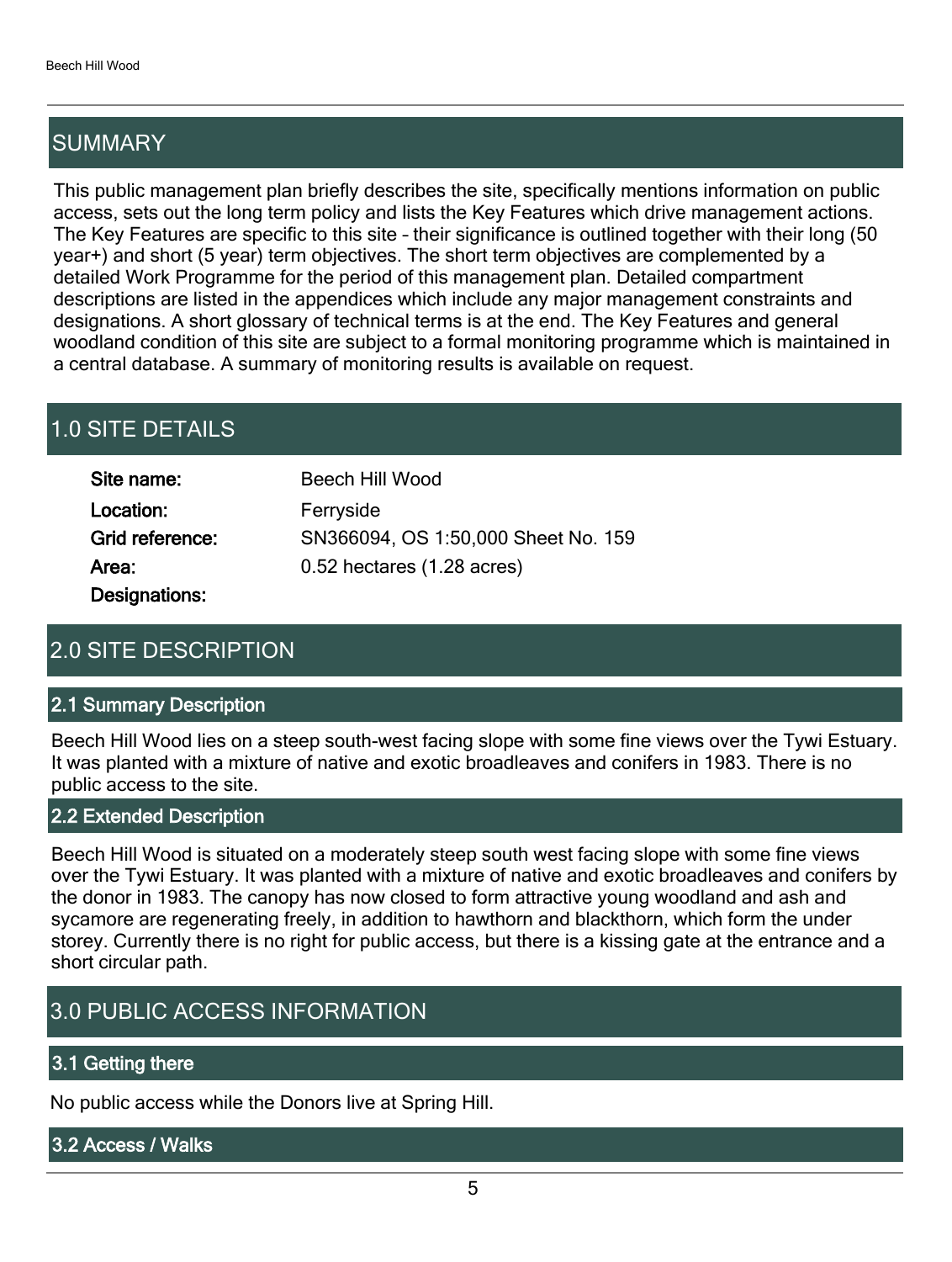## SUMMARY

This public management plan briefly describes the site, specifically mentions information on public access, sets out the long term policy and lists the Key Features which drive management actions. The Key Features are specific to this site – their significance is outlined together with their long (50 year+) and short (5 year) term objectives. The short term objectives are complemented by a detailed Work Programme for the period of this management plan. Detailed compartment descriptions are listed in the appendices which include any major management constraints and designations. A short glossary of technical terms is at the end. The Key Features and general woodland condition of this site are subject to a formal monitoring programme which is maintained in a central database. A summary of monitoring results is available on request.

## 1.0 SITE DETAILS

| | |
|---|---|
| **Site name:** | Beech Hill Wood |
| **Location:** | Ferryside |
| **Grid reference:** | SN366094, OS 1:50,000 Sheet No. 159 |
| **Area:** | 0.52 hectares (1.28 acres) |
| **Designations:** | |

## 2.0 SITE DESCRIPTION

### 2.1 Summary Description

Beech Hill Wood lies on a steep south-west facing slope with some fine views over the Tywi Estuary. It was planted with a mixture of native and exotic broadleaves and conifers in 1983. There is no public access to the site.

### 2.2 Extended Description

Beech Hill Wood is situated on a moderately steep south west facing slope with some fine views over the Tywi Estuary. It was planted with a mixture of native and exotic broadleaves and conifers by the donor in 1983. The canopy has now closed to form attractive young woodland and ash and sycamore are regenerating freely, in addition to hawthorn and blackthorn, which form the under storey. Currently there is no right for public access, but there is a kissing gate at the entrance and a short circular path.

## 3.0 PUBLIC ACCESS INFORMATION

### 3.1 Getting there

No public access while the Donors live at Spring Hill.

### 3.2 Access / Walks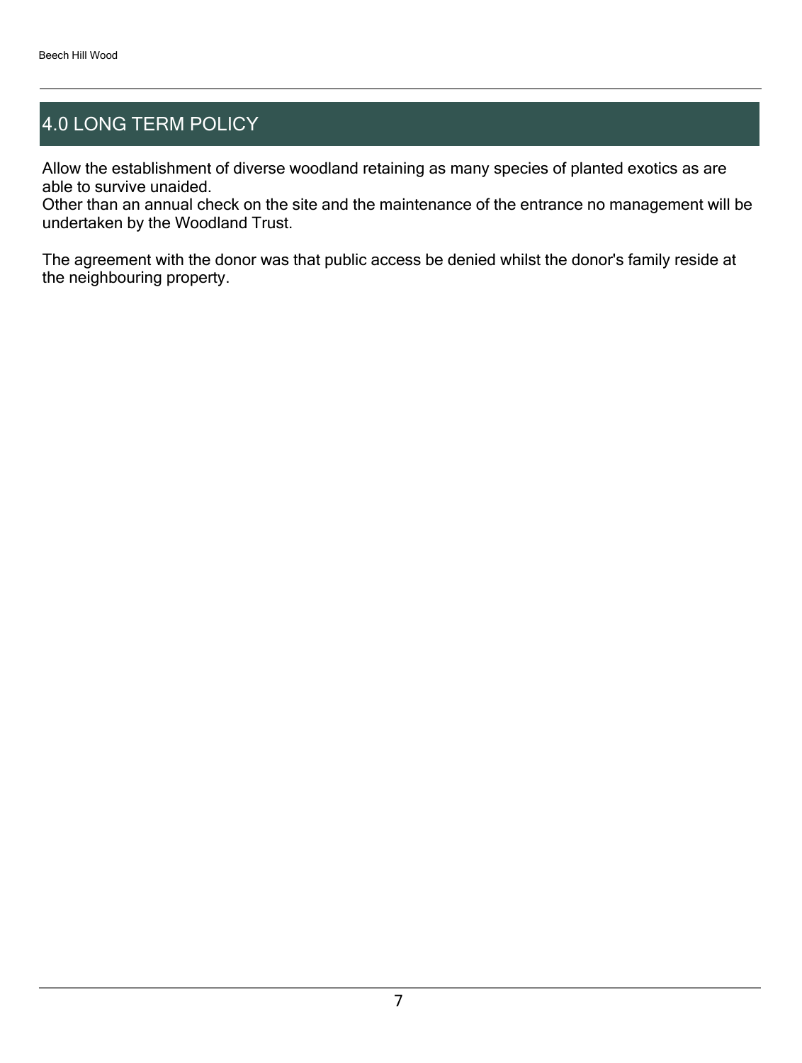## 4.0 LONG TERM POLICY

Allow the establishment of diverse woodland retaining as many species of planted exotics as are able to survive unaided.
Other than an annual check on the site and the maintenance of the entrance no management will be undertaken by the Woodland Trust.

The agreement with the donor was that public access be denied whilst the donor's family reside at the neighbouring property.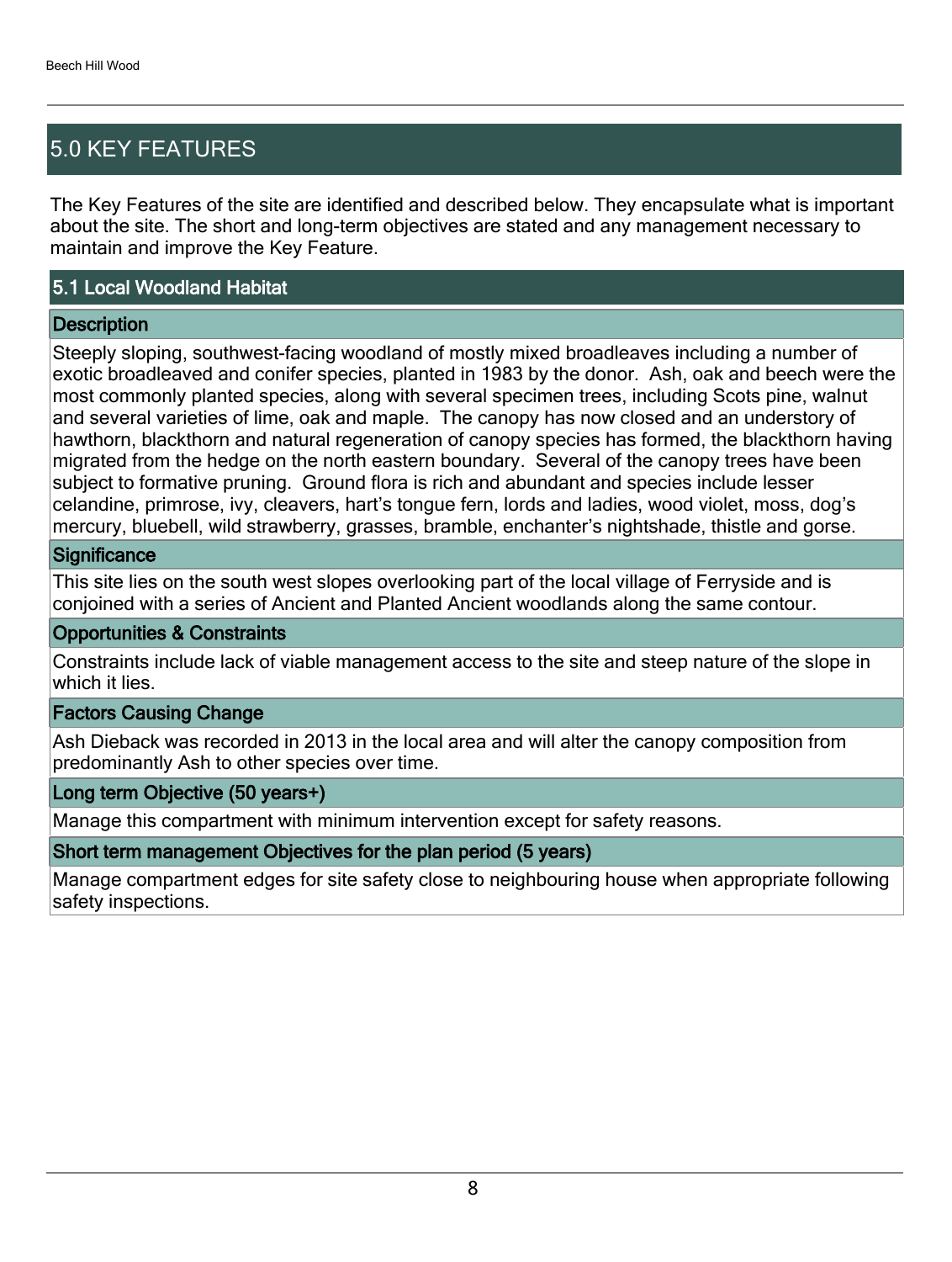## 5.0 KEY FEATURES

The Key Features of the site are identified and described below. They encapsulate what is important about the site. The short and long-term objectives are stated and any management necessary to maintain and improve the Key Feature.

### 5.1 Local Woodland Habitat

#### Description

Steeply sloping, southwest-facing woodland of mostly mixed broadleaves including a number of exotic broadleaved and conifer species, planted in 1983 by the donor. Ash, oak and beech were the most commonly planted species, along with several specimen trees, including Scots pine, walnut and several varieties of lime, oak and maple. The canopy has now closed and an understory of hawthorn, blackthorn and natural regeneration of canopy species has formed, the blackthorn having migrated from the hedge on the north eastern boundary. Several of the canopy trees have been subject to formative pruning. Ground flora is rich and abundant and species include lesser celandine, primrose, ivy, cleavers, hart's tongue fern, lords and ladies, wood violet, moss, dog's mercury, bluebell, wild strawberry, grasses, bramble, enchanter's nightshade, thistle and gorse.

#### Significance

This site lies on the south west slopes overlooking part of the local village of Ferryside and is conjoined with a series of Ancient and Planted Ancient woodlands along the same contour.

#### Opportunities & Constraints

Constraints include lack of viable management access to the site and steep nature of the slope in which it lies.

#### Factors Causing Change

Ash Dieback was recorded in 2013 in the local area and will alter the canopy composition from predominantly Ash to other species over time.

#### Long term Objective (50 years+)

Manage this compartment with minimum intervention except for safety reasons.

#### Short term management Objectives for the plan period (5 years)

Manage compartment edges for site safety close to neighbouring house when appropriate following safety inspections.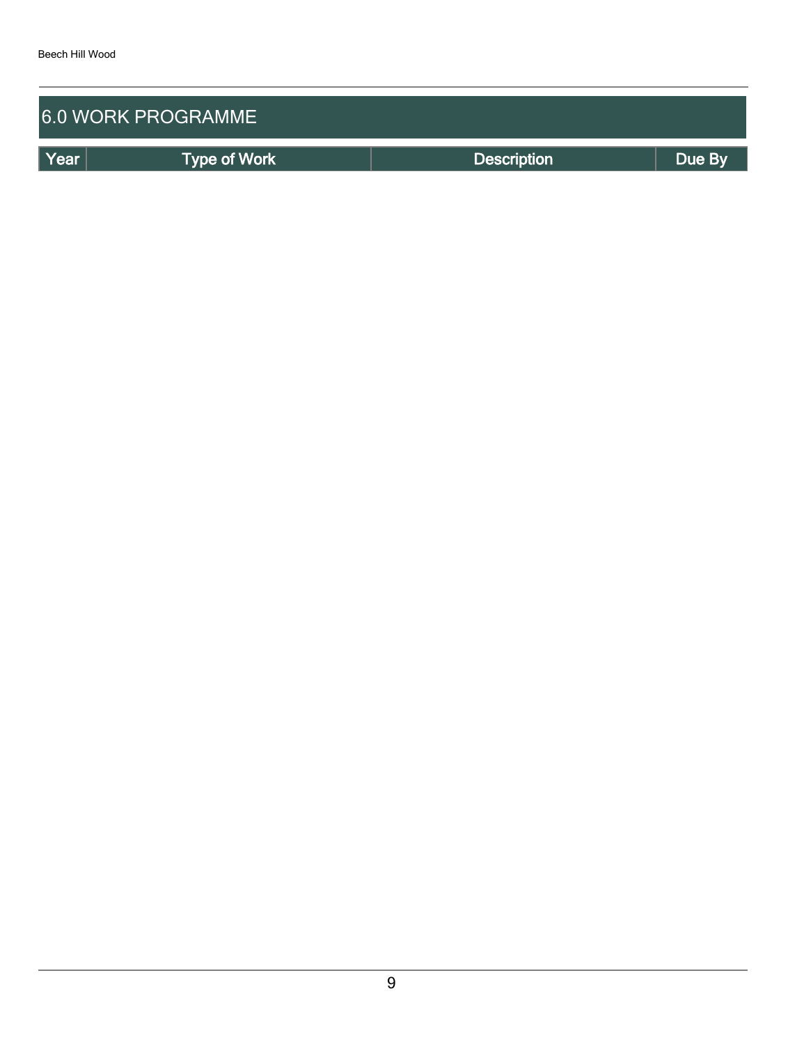## 6.0 WORK PROGRAMME

| Year | Type of Work | Description | Due By |
|---|---|---|---|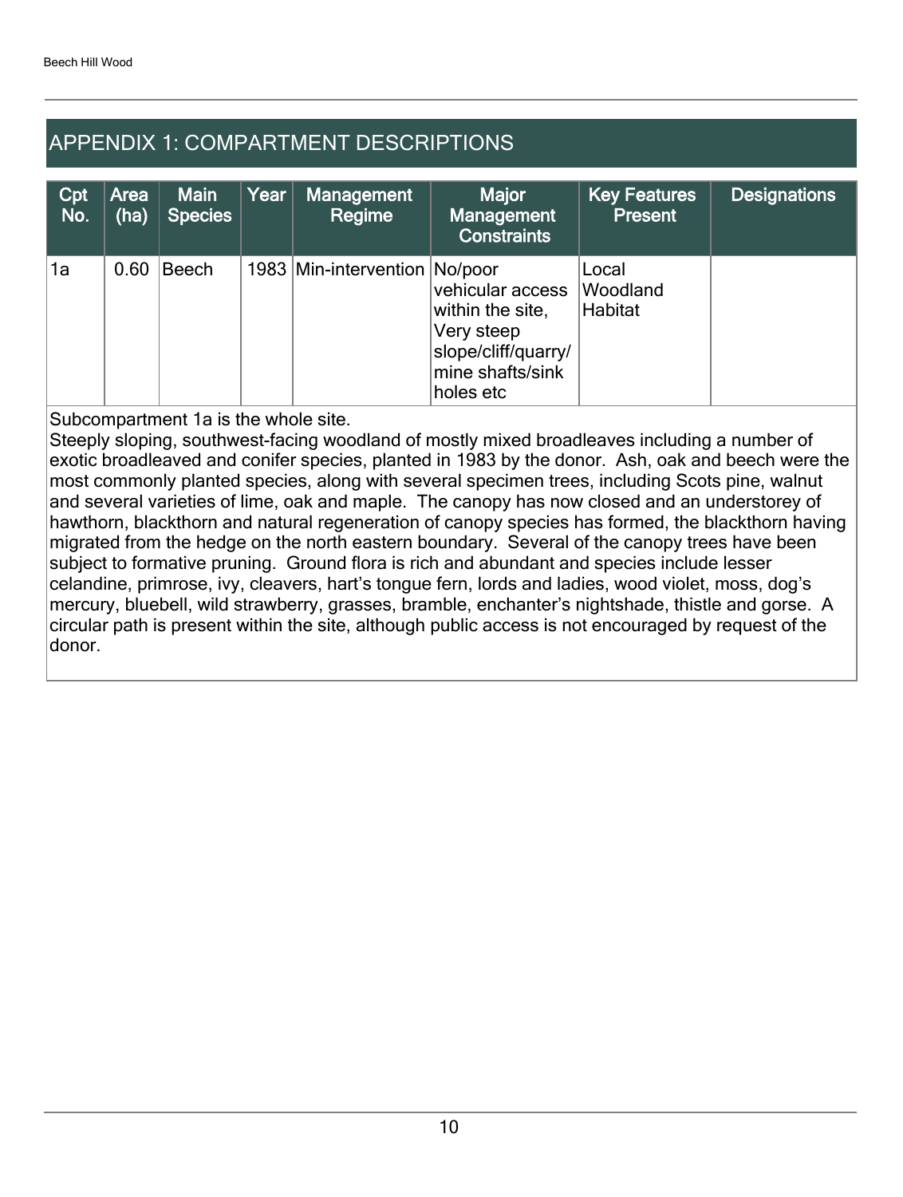## APPENDIX 1: COMPARTMENT DESCRIPTIONS

| Cpt No. | Area (ha) | Main Species | Year | Management Regime | Major Management Constraints | Key Features Present | Designations |
|---|---|---|---|---|---|---|---|
| 1a | 0.60 | Beech | 1983 | Min-intervention | No/poor vehicular access within the site, Very steep slope/cliff/quarry/ mine shafts/sink holes etc | Local Woodland Habitat | |

Subcompartment 1a is the whole site.
Steeply sloping, southwest-facing woodland of mostly mixed broadleaves including a number of exotic broadleaved and conifer species, planted in 1983 by the donor. Ash, oak and beech were the most commonly planted species, along with several specimen trees, including Scots pine, walnut and several varieties of lime, oak and maple. The canopy has now closed and an understorey of hawthorn, blackthorn and natural regeneration of canopy species has formed, the blackthorn having migrated from the hedge on the north eastern boundary. Several of the canopy trees have been subject to formative pruning. Ground flora is rich and abundant and species include lesser celandine, primrose, ivy, cleavers, hart's tongue fern, lords and ladies, wood violet, moss, dog's mercury, bluebell, wild strawberry, grasses, bramble, enchanter's nightshade, thistle and gorse. A circular path is present within the site, although public access is not encouraged by request of the donor.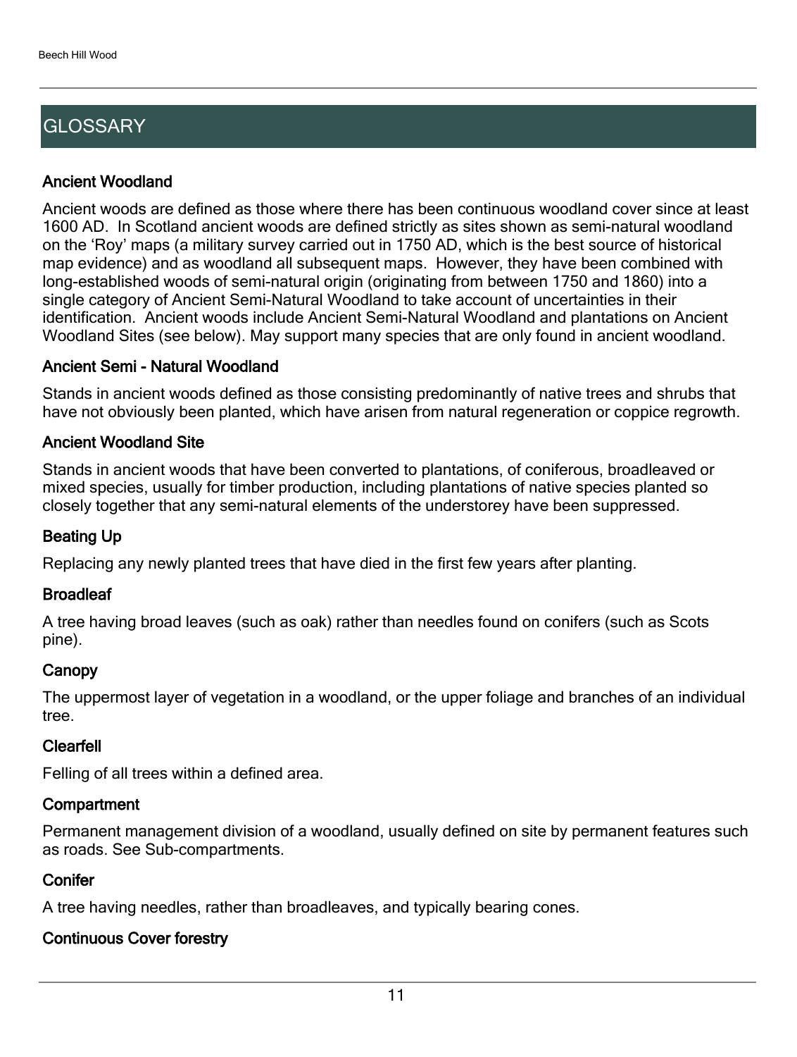# GLOSSARY

### Ancient Woodland

Ancient woods are defined as those where there has been continuous woodland cover since at least 1600 AD. In Scotland ancient woods are defined strictly as sites shown as semi-natural woodland on the 'Roy' maps (a military survey carried out in 1750 AD, which is the best source of historical map evidence) and as woodland all subsequent maps. However, they have been combined with long-established woods of semi-natural origin (originating from between 1750 and 1860) into a single category of Ancient Semi-Natural Woodland to take account of uncertainties in their identification. Ancient woods include Ancient Semi-Natural Woodland and plantations on Ancient Woodland Sites (see below). May support many species that are only found in ancient woodland.

### Ancient Semi - Natural Woodland

Stands in ancient woods defined as those consisting predominantly of native trees and shrubs that have not obviously been planted, which have arisen from natural regeneration or coppice regrowth.

### Ancient Woodland Site

Stands in ancient woods that have been converted to plantations, of coniferous, broadleaved or mixed species, usually for timber production, including plantations of native species planted so closely together that any semi-natural elements of the understorey have been suppressed.

### Beating Up

Replacing any newly planted trees that have died in the first few years after planting.

### Broadleaf

A tree having broad leaves (such as oak) rather than needles found on conifers (such as Scots pine).

### Canopy

The uppermost layer of vegetation in a woodland, or the upper foliage and branches of an individual tree.

### Clearfell

Felling of all trees within a defined area.

### Compartment

Permanent management division of a woodland, usually defined on site by permanent features such as roads. See Sub-compartments.

### Conifer

A tree having needles, rather than broadleaves, and typically bearing cones.

### Continuous Cover forestry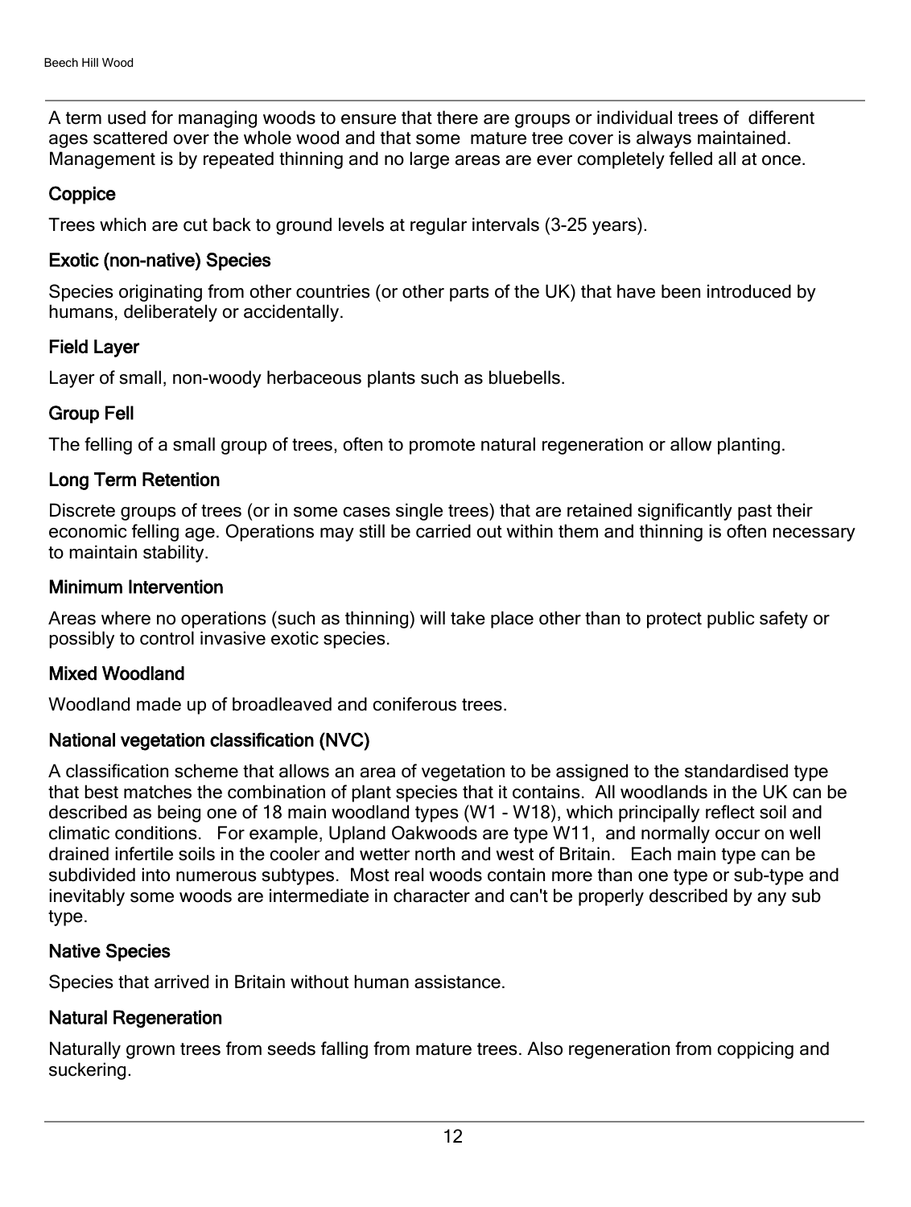A term used for managing woods to ensure that there are groups or individual trees of different ages scattered over the whole wood and that some mature tree cover is always maintained. Management is by repeated thinning and no large areas are ever completely felled all at once.

### Coppice

Trees which are cut back to ground levels at regular intervals (3-25 years).

### Exotic (non-native) Species

Species originating from other countries (or other parts of the UK) that have been introduced by humans, deliberately or accidentally.

### Field Layer

Layer of small, non-woody herbaceous plants such as bluebells.

### Group Fell

The felling of a small group of trees, often to promote natural regeneration or allow planting.

### Long Term Retention

Discrete groups of trees (or in some cases single trees) that are retained significantly past their economic felling age. Operations may still be carried out within them and thinning is often necessary to maintain stability.

### Minimum Intervention

Areas where no operations (such as thinning) will take place other than to protect public safety or possibly to control invasive exotic species.

### Mixed Woodland

Woodland made up of broadleaved and coniferous trees.

### National vegetation classification (NVC)

A classification scheme that allows an area of vegetation to be assigned to the standardised type that best matches the combination of plant species that it contains. All woodlands in the UK can be described as being one of 18 main woodland types (W1 - W18), which principally reflect soil and climatic conditions. For example, Upland Oakwoods are type W11, and normally occur on well drained infertile soils in the cooler and wetter north and west of Britain. Each main type can be subdivided into numerous subtypes. Most real woods contain more than one type or sub-type and inevitably some woods are intermediate in character and can't be properly described by any sub type.

### Native Species

Species that arrived in Britain without human assistance.

### Natural Regeneration

Naturally grown trees from seeds falling from mature trees. Also regeneration from coppicing and suckering.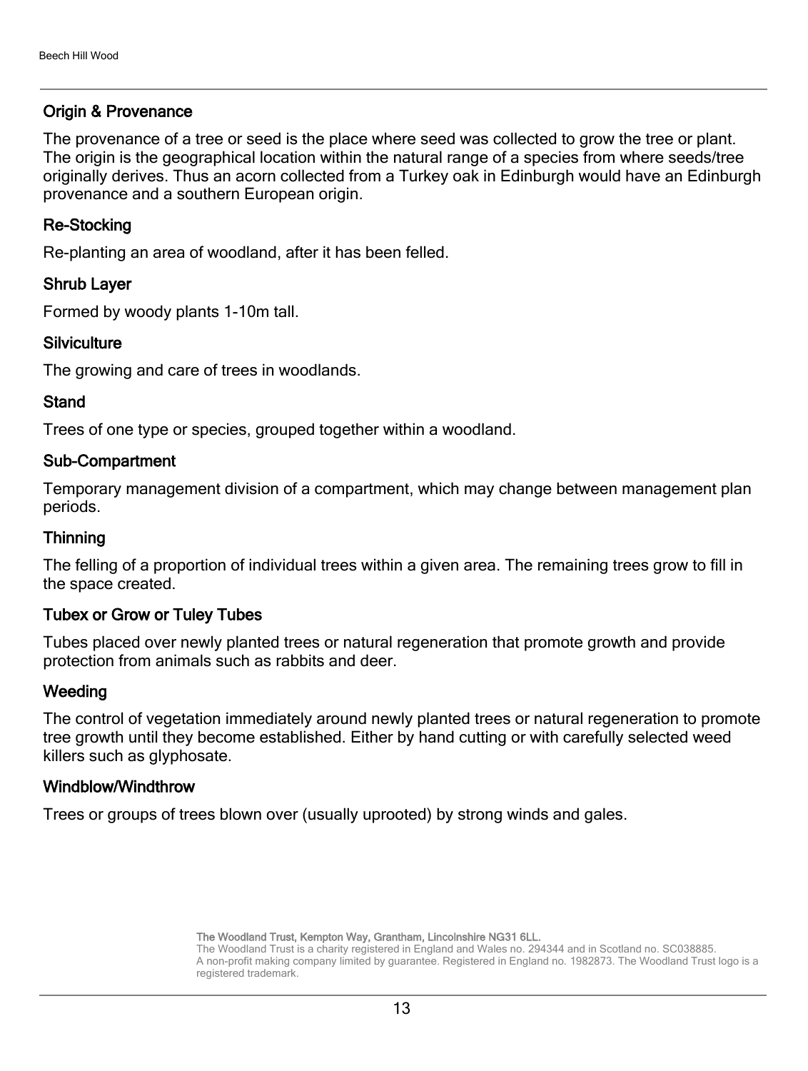### Origin & Provenance

The provenance of a tree or seed is the place where seed was collected to grow the tree or plant. The origin is the geographical location within the natural range of a species from where seeds/tree originally derives. Thus an acorn collected from a Turkey oak in Edinburgh would have an Edinburgh provenance and a southern European origin.

### Re-Stocking

Re-planting an area of woodland, after it has been felled.

### Shrub Layer

Formed by woody plants 1-10m tall.

### Silviculture

The growing and care of trees in woodlands.

### Stand

Trees of one type or species, grouped together within a woodland.

### Sub-Compartment

Temporary management division of a compartment, which may change between management plan periods.

### Thinning

The felling of a proportion of individual trees within a given area. The remaining trees grow to fill in the space created.

### Tubex or Grow or Tuley Tubes

Tubes placed over newly planted trees or natural regeneration that promote growth and provide protection from animals such as rabbits and deer.

### Weeding

The control of vegetation immediately around newly planted trees or natural regeneration to promote tree growth until they become established. Either by hand cutting or with carefully selected weed killers such as glyphosate.

### Windblow/Windthrow

Trees or groups of trees blown over (usually uprooted) by strong winds and gales.